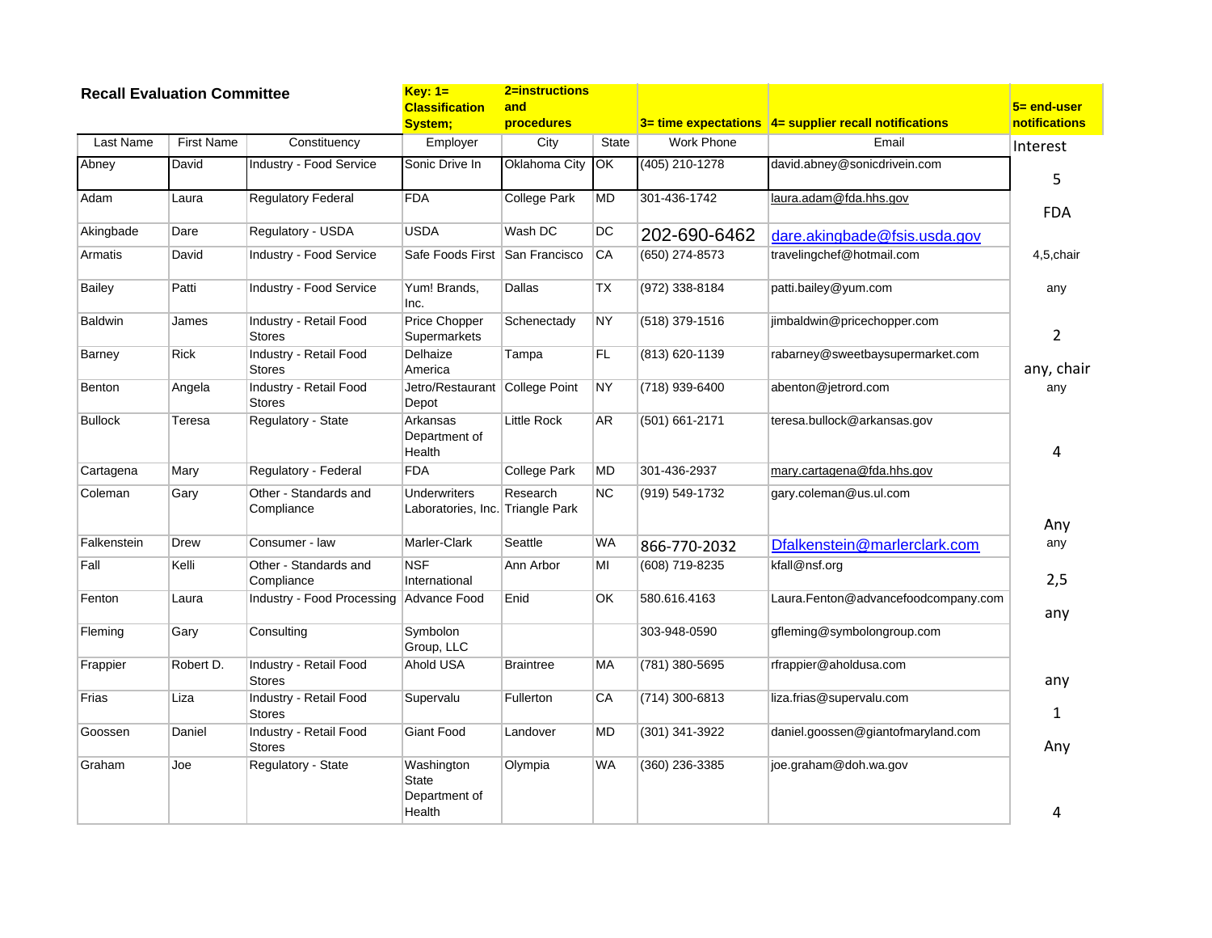## Recall Evaluation Committee

**Key: 1= Classification System; 2=instructions and procedures; 3= time expectations; 4= supplier recall notifications; 5= end-user notifications**

| Last Name | First Name | Constituency | Employer | City | State | Work Phone | Email | Interest |
|---|---|---|---|---|---|---|---|---|
| Abney | David | Industry - Food Service | Sonic Drive In | Oklahoma City | OK | (405) 210-1278 | david.abney@sonicdrivein.com | 5 |
| Adam | Laura | Regulatory Federal | FDA | College Park | MD | 301-436-1742 | laura.adam@fda.hhs.gov | FDA |
| Akingbade | Dare | Regulatory - USDA | USDA | Wash DC | DC | 202-690-6462 | dare.akingbade@fsis.usda.gov | |
| Armatis | David | Industry - Food Service | Safe Foods First | San Francisco | CA | (650) 274-8573 | travelingchef@hotmail.com | 4,5,chair |
| Bailey | Patti | Industry - Food Service | Yum! Brands, Inc. | Dallas | TX | (972) 338-8184 | patti.bailey@yum.com | any |
| Baldwin | James | Industry - Retail Food Stores | Price Chopper Supermarkets | Schenectady | NY | (518) 379-1516 | jimbaldwin@pricechopper.com | 2 |
| Barney | Rick | Industry - Retail Food Stores | Delhaize America | Tampa | FL | (813) 620-1139 | rabarney@sweetbaysupermarket.com | any, chair |
| Benton | Angela | Industry - Retail Food Stores | Jetro/Restaurant Depot | College Point | NY | (718) 939-6400 | abenton@jetrord.com | any |
| Bullock | Teresa | Regulatory - State | Arkansas Department of Health | Little Rock | AR | (501) 661-2171 | teresa.bullock@arkansas.gov | 4 |
| Cartagena | Mary | Regulatory - Federal | FDA | College Park | MD | 301-436-2937 | mary.cartagena@fda.hhs.gov | |
| Coleman | Gary | Other - Standards and Compliance | Underwriters Laboratories, Inc. | Research Triangle Park | NC | (919) 549-1732 | gary.coleman@us.ul.com | Any |
| Falkenstein | Drew | Consumer - law | Marler-Clark | Seattle | WA | 866-770-2032 | Dfalkenstein@marlerclark.com | any |
| Fall | Kelli | Other - Standards and Compliance | NSF International | Ann Arbor | MI | (608) 719-8235 | kfall@nsf.org | 2,5 |
| Fenton | Laura | Industry - Food Processing | Advance Food | Enid | OK | 580.616.4163 | Laura.Fenton@advancefoodcompany.com | any |
| Fleming | Gary | Consulting | Symbolon Group, LLC | | | 303-948-0590 | gfleming@symbolongroup.com | |
| Frappier | Robert D. | Industry - Retail Food Stores | Ahold USA | Braintree | MA | (781) 380-5695 | rfrappier@aholdusa.com | any |
| Frias | Liza | Industry - Retail Food Stores | Supervalu | Fullerton | CA | (714) 300-6813 | liza.frias@supervalu.com | 1 |
| Goossen | Daniel | Industry - Retail Food Stores | Giant Food | Landover | MD | (301) 341-3922 | daniel.goossen@giantofmaryland.com | Any |
| Graham | Joe | Regulatory - State | Washington State Department of Health | Olympia | WA | (360) 236-3385 | joe.graham@doh.wa.gov | 4 |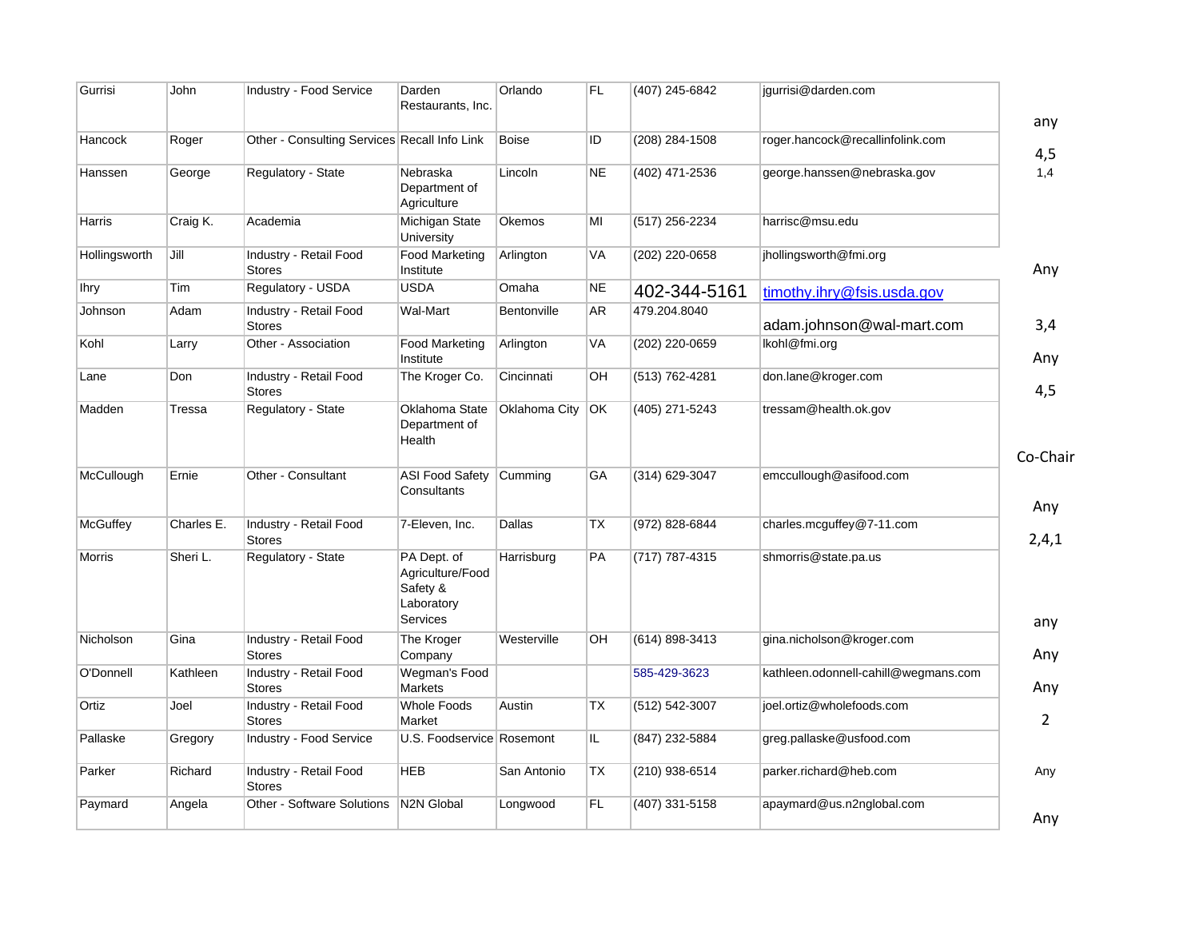| | | | | | | | | |
|---|---|---|---|---|---|---|---|---|
| Gurrisi | John | Industry - Food Service | Darden Restaurants, Inc. | Orlando | FL | (407) 245-6842 | jgurrisi@darden.com | any |
| Hancock | Roger | Other - Consulting Services | Recall Info Link | Boise | ID | (208) 284-1508 | roger.hancock@recallinfolink.com | 4,5 |
| Hanssen | George | Regulatory - State | Nebraska Department of Agriculture | Lincoln | NE | (402) 471-2536 | george.hanssen@nebraska.gov | 1,4 |
| Harris | Craig K. | Academia | Michigan State University | Okemos | MI | (517) 256-2234 | harrisc@msu.edu | |
| Hollingsworth | Jill | Industry - Retail Food Stores | Food Marketing Institute | Arlington | VA | (202) 220-0658 | jhollingsworth@fmi.org | Any |
| Ihry | Tim | Regulatory - USDA | USDA | Omaha | NE | 402-344-5161 | timothy.ihry@fsis.usda.gov | |
| Johnson | Adam | Industry - Retail Food Stores | Wal-Mart | Bentonville | AR | 479.204.8040 | adam.johnson@wal-mart.com | 3,4 |
| Kohl | Larry | Other - Association | Food Marketing Institute | Arlington | VA | (202) 220-0659 | lkohl@fmi.org | Any |
| Lane | Don | Industry - Retail Food Stores | The Kroger Co. | Cincinnati | OH | (513) 762-4281 | don.lane@kroger.com | 4,5 |
| Madden | Tressa | Regulatory - State | Oklahoma State Department of Health | Oklahoma City | OK | (405) 271-5243 | tressam@health.ok.gov | Co-Chair |
| McCullough | Ernie | Other - Consultant | ASI Food Safety Consultants | Cumming | GA | (314) 629-3047 | emccullough@asifood.com | Any |
| McGuffey | Charles E. | Industry - Retail Food Stores | 7-Eleven, Inc. | Dallas | TX | (972) 828-6844 | charles.mcguffey@7-11.com | 2,4,1 |
| Morris | Sheri L. | Regulatory - State | PA Dept. of Agriculture/Food Safety & Laboratory Services | Harrisburg | PA | (717) 787-4315 | shmorris@state.pa.us | any |
| Nicholson | Gina | Industry - Retail Food Stores | The Kroger Company | Westerville | OH | (614) 898-3413 | gina.nicholson@kroger.com | Any |
| O'Donnell | Kathleen | Industry - Retail Food Stores | Wegman's Food Markets | | | 585-429-3623 | kathleen.odonnell-cahill@wegmans.com | Any |
| Ortiz | Joel | Industry - Retail Food Stores | Whole Foods Market | Austin | TX | (512) 542-3007 | joel.ortiz@wholefoods.com | 2 |
| Pallaske | Gregory | Industry - Food Service | U.S. Foodservice | Rosemont | IL | (847) 232-5884 | greg.pallaske@usfood.com | |
| Parker | Richard | Industry - Retail Food Stores | HEB | San Antonio | TX | (210) 938-6514 | parker.richard@heb.com | Any |
| Paymard | Angela | Other - Software Solutions | N2N Global | Longwood | FL | (407) 331-5158 | apaymard@us.n2nglobal.com | Any |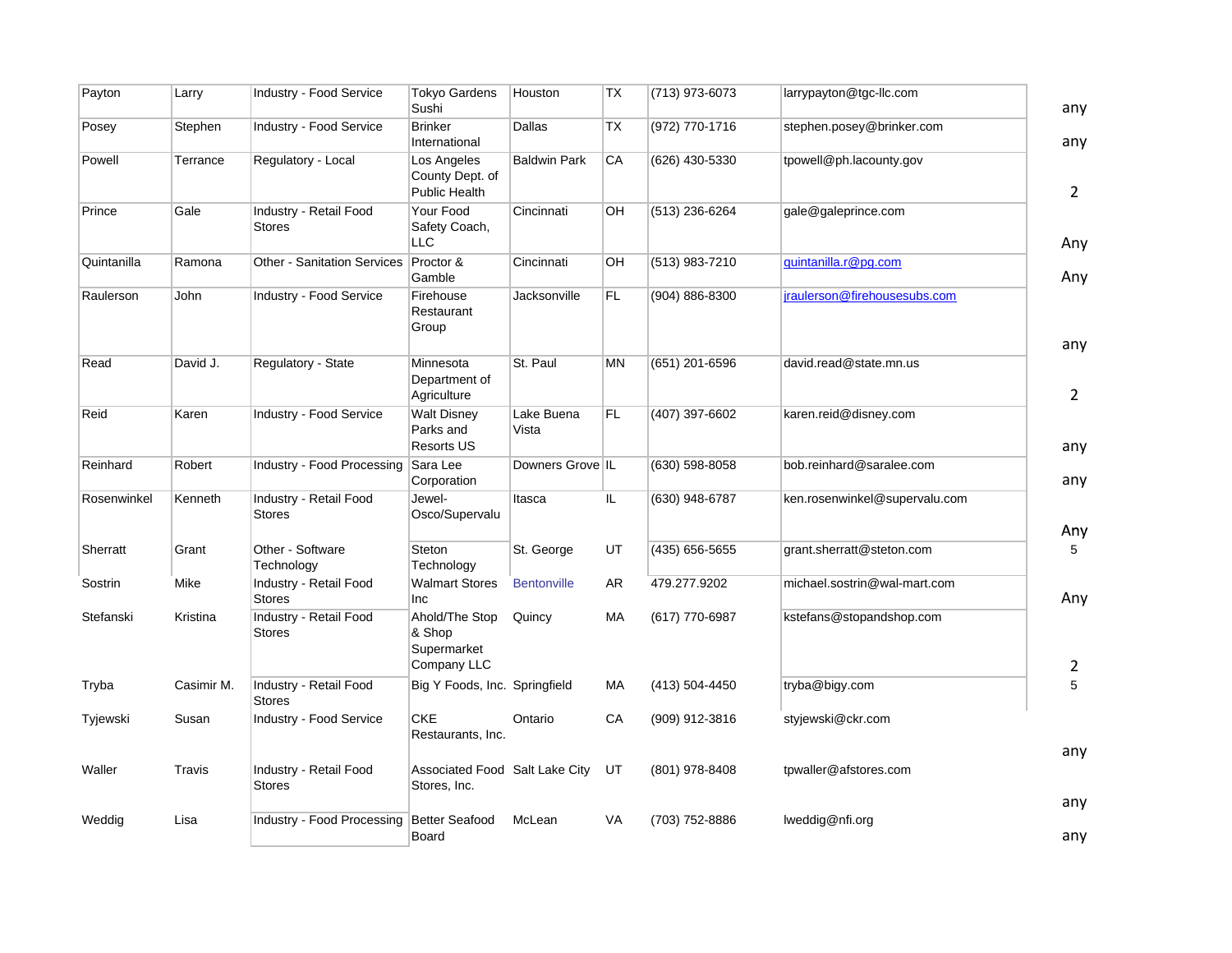| Payton | Larry | Industry - Food Service | Tokyo Gardens Sushi | Houston | TX | (713) 973-6073 | larrypayton@tgc-llc.com | any |
|---|---|---|---|---|---|---|---|---|
| Posey | Stephen | Industry - Food Service | Brinker International | Dallas | TX | (972) 770-1716 | stephen.posey@brinker.com | any |
| Powell | Terrance | Regulatory - Local | Los Angeles County Dept. of Public Health | Baldwin Park | CA | (626) 430-5330 | tpowell@ph.lacounty.gov | 2 |
| Prince | Gale | Industry - Retail Food Stores | Your Food Safety Coach, LLC | Cincinnati | OH | (513) 236-6264 | gale@galeprince.com | Any |
| Quintanilla | Ramona | Other - Sanitation Services | Proctor & Gamble | Cincinnati | OH | (513) 983-7210 | quintanilla.r@pg.com | Any |
| Raulerson | John | Industry - Food Service | Firehouse Restaurant Group | Jacksonville | FL | (904) 886-8300 | jraulerson@firehousesubs.com | any |
| Read | David J. | Regulatory - State | Minnesota Department of Agriculture | St. Paul | MN | (651) 201-6596 | david.read@state.mn.us | 2 |
| Reid | Karen | Industry - Food Service | Walt Disney Parks and Resorts US | Lake Buena Vista | FL | (407) 397-6602 | karen.reid@disney.com | any |
| Reinhard | Robert | Industry - Food Processing | Sara Lee Corporation | Downers Grove | IL | (630) 598-8058 | bob.reinhard@saralee.com | any |
| Rosenwinkel | Kenneth | Industry - Retail Food Stores | Jewel-Osco/Supervalu | Itasca | IL | (630) 948-6787 | ken.rosenwinkel@supervalu.com | Any |
| Sherratt | Grant | Other - Software Technology | Steton Technology | St. George | UT | (435) 656-5655 | grant.sherratt@steton.com | 5 |
| Sostrin | Mike | Industry - Retail Food Stores | Walmart Stores Inc | Bentonville | AR | 479.277.9202 | michael.sostrin@wal-mart.com | Any |
| Stefanski | Kristina | Industry - Retail Food Stores | Ahold/The Stop & Shop Supermarket Company LLC | Quincy | MA | (617) 770-6987 | kstefans@stopandshop.com | 2 |
| Tryba | Casimir M. | Industry - Retail Food Stores | Big Y Foods, Inc. | Springfield | MA | (413) 504-4450 | tryba@bigy.com | 5 |
| Tyjewski | Susan | Industry - Food Service | CKE Restaurants, Inc. | Ontario | CA | (909) 912-3816 | styjewski@ckr.com | any |
| Waller | Travis | Industry - Retail Food Stores | Associated Food Stores, Inc. | Salt Lake City | UT | (801) 978-8408 | tpwaller@afstores.com | any |
| Weddig | Lisa | Industry - Food Processing | Better Seafood Board | McLean | VA | (703) 752-8886 | lweddig@nfi.org | any |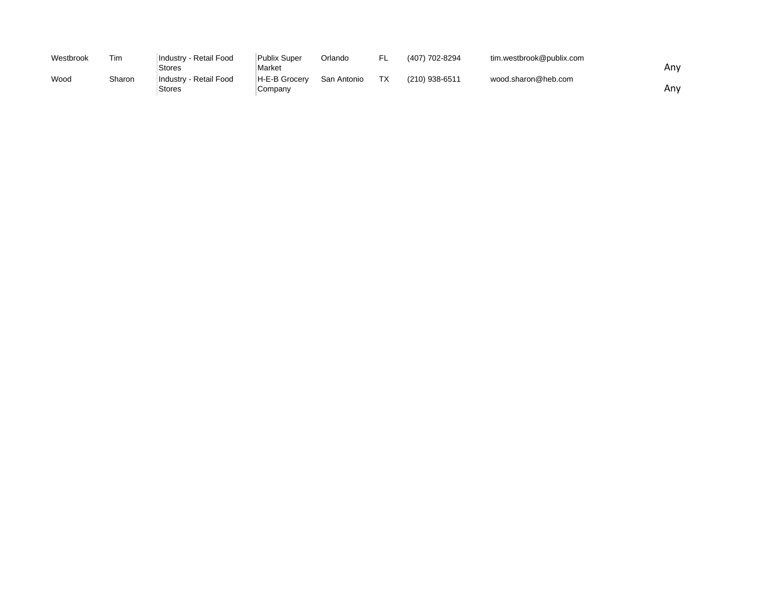| | | | | | | | | | |
|---|---|---|---|---|---|---|---|---|---|
| Westbrook | Tim | Industry - Retail Food Stores | Publix Super Market | Orlando | FL | (407) 702-8294 | tim.westbrook@publix.com | | Any |
| Wood | Sharon | Industry - Retail Food Stores | H-E-B Grocery Company | San Antonio | TX | (210) 938-6511 | wood.sharon@heb.com | | Any |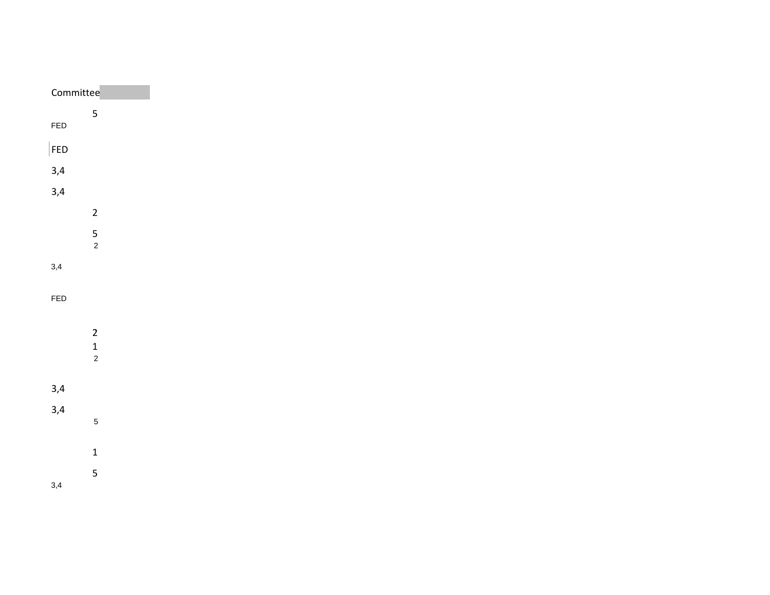Committee

5

FED

FED

3,4

3,4

2

5

2

3,4

FED

2

1

2

3,4

3,4

5

1

5

3,4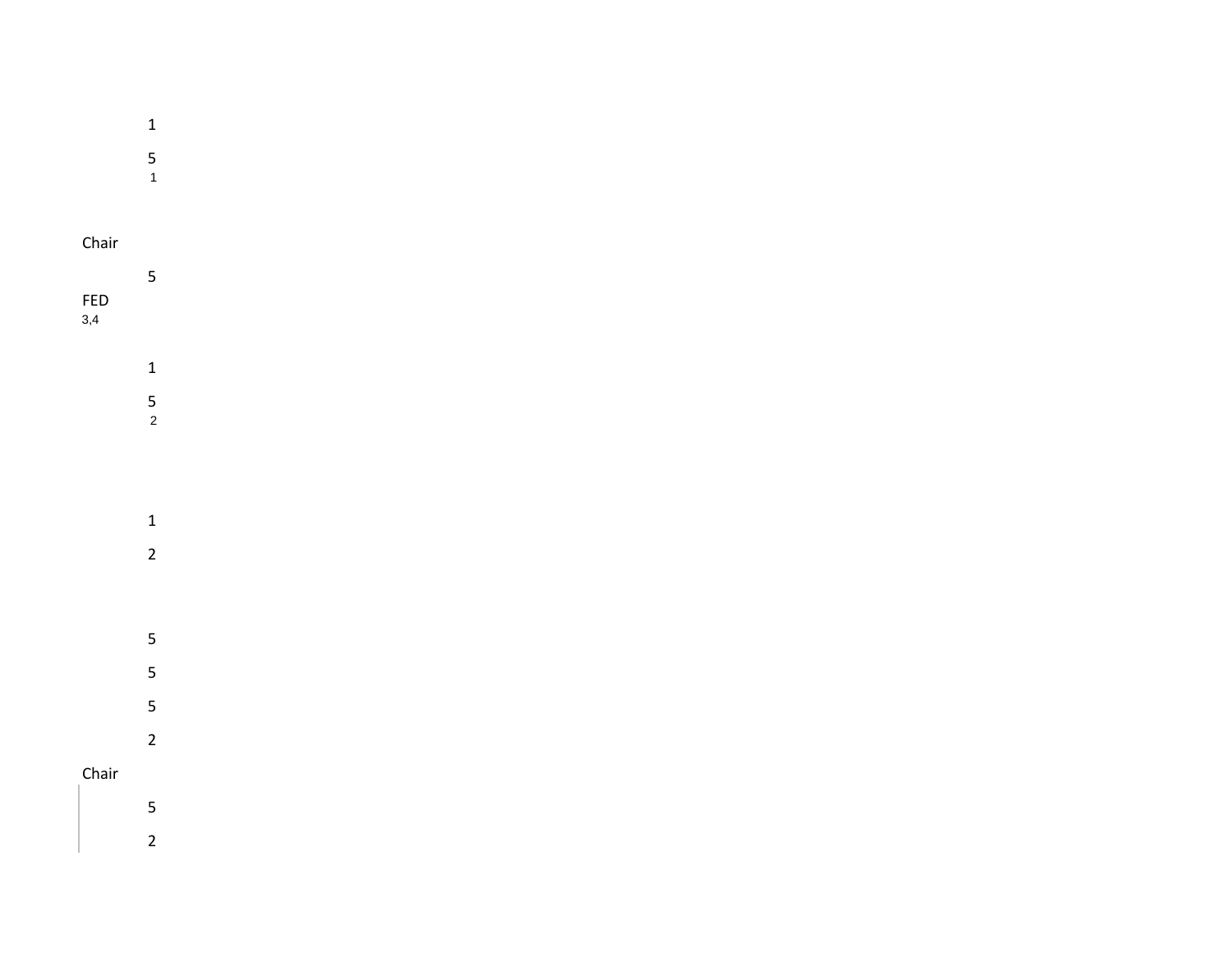1

5
[1]

Chair

5

FED
[3,4]

1

5
[2]

1

2

5

5

5

2

Chair

5

2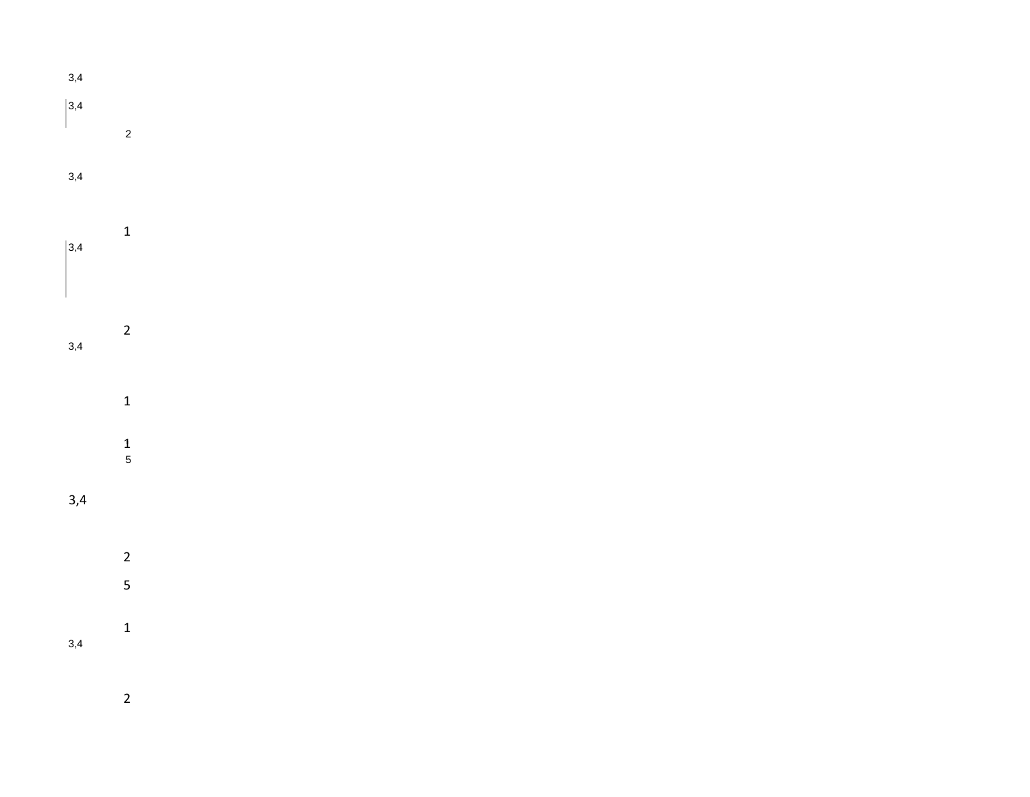3,4

3,4

2

3,4

1

3,4

2

3,4

1

1

5

3,4

2

5

1

3,4

2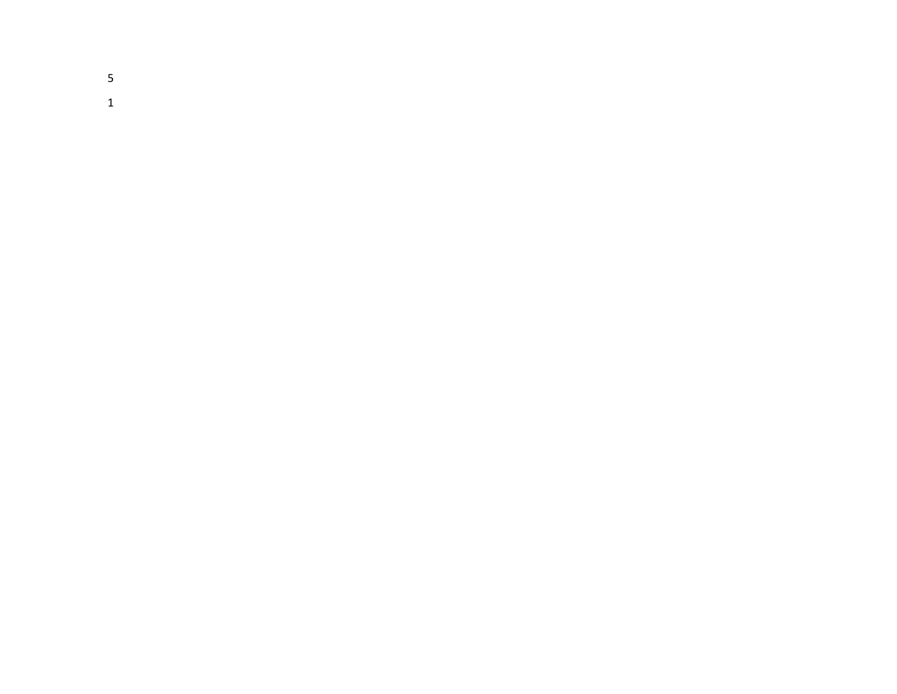5

1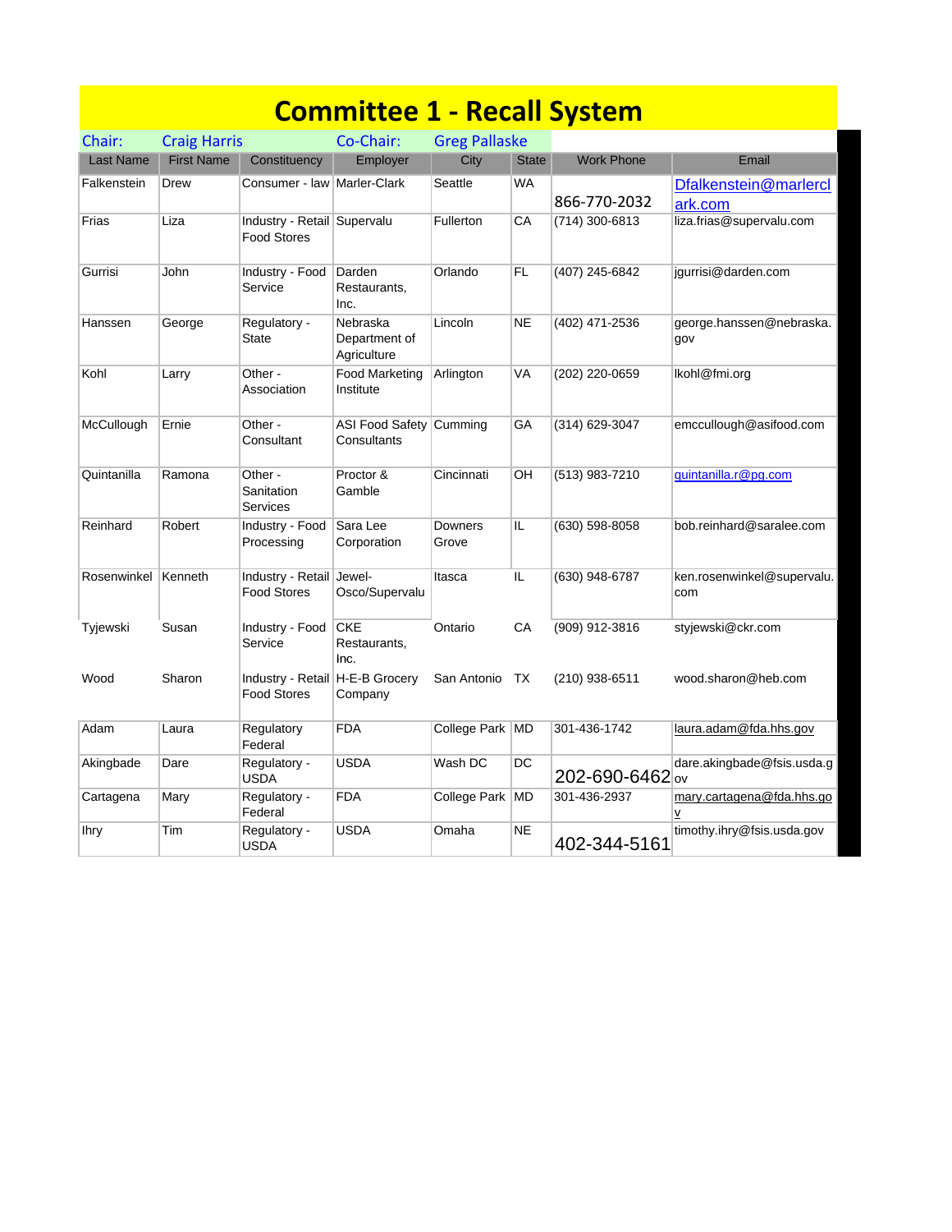# Committee 1 - Recall System

Chair: Craig Harris    Co-Chair: Greg Pallaske

| Last Name | First Name | Constituency | Employer | City | State | Work Phone | Email |
|---|---|---|---|---|---|---|---|
| Falkenstein | Drew | Consumer - law | Marler-Clark | Seattle | WA | 866-770-2032 | Dfalkenstein@marlerclark.com |
| Frias | Liza | Industry - Retail Food Stores | Supervalu | Fullerton | CA | (714) 300-6813 | liza.frias@supervalu.com |
| Gurrisi | John | Industry - Food Service | Darden Restaurants, Inc. | Orlando | FL | (407) 245-6842 | jgurrisi@darden.com |
| Hanssen | George | Regulatory - State | Nebraska Department of Agriculture | Lincoln | NE | (402) 471-2536 | george.hanssen@nebraska.gov |
| Kohl | Larry | Other - Association | Food Marketing Institute | Arlington | VA | (202) 220-0659 | lkohl@fmi.org |
| McCullough | Ernie | Other - Consultant | ASI Food Safety Consultants | Cumming | GA | (314) 629-3047 | emccullough@asifood.com |
| Quintanilla | Ramona | Other - Sanitation Services | Proctor & Gamble | Cincinnati | OH | (513) 983-7210 | quintanilla.r@pg.com |
| Reinhard | Robert | Industry - Food Processing | Sara Lee Corporation | Downers Grove | IL | (630) 598-8058 | bob.reinhard@saralee.com |
| Rosenwinkel | Kenneth | Industry - Retail Food Stores | Jewel-Osco/Supervalu | Itasca | IL | (630) 948-6787 | ken.rosenwinkel@supervalu.com |
| Tyjewski | Susan | Industry - Food Service | CKE Restaurants, Inc. | Ontario | CA | (909) 912-3816 | styjewski@ckr.com |
| Wood | Sharon | Industry - Retail Food Stores | H-E-B Grocery Company | San Antonio | TX | (210) 938-6511 | wood.sharon@heb.com |
| Adam | Laura | Regulatory Federal | FDA | College Park | MD | 301-436-1742 | laura.adam@fda.hhs.gov |
| Akingbade | Dare | Regulatory - USDA | USDA | Wash DC | DC | 202-690-6462 | dare.akingbade@fsis.usda.gov |
| Cartagena | Mary | Regulatory - Federal | FDA | College Park | MD | 301-436-2937 | mary.cartagena@fda.hhs.gov |
| Ihry | Tim | Regulatory - USDA | USDA | Omaha | NE | 402-344-5161 | timothy.ihry@fsis.usda.gov |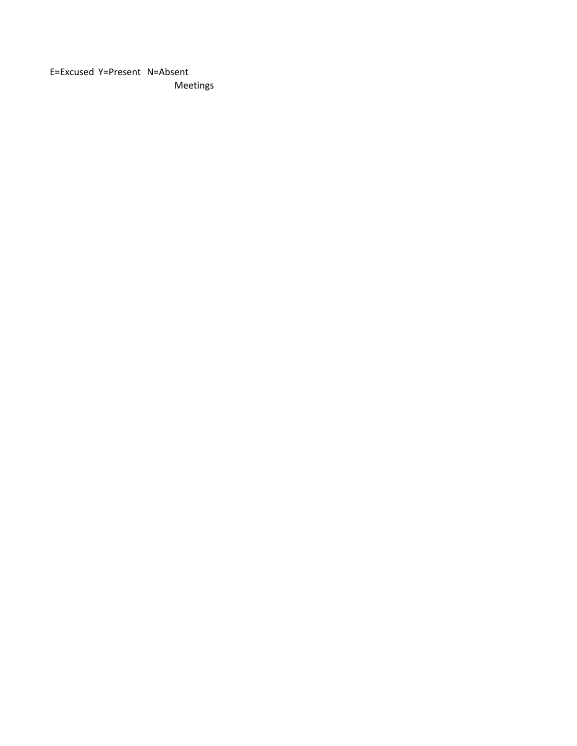E=Excused Y=Present N=Absent

Meetings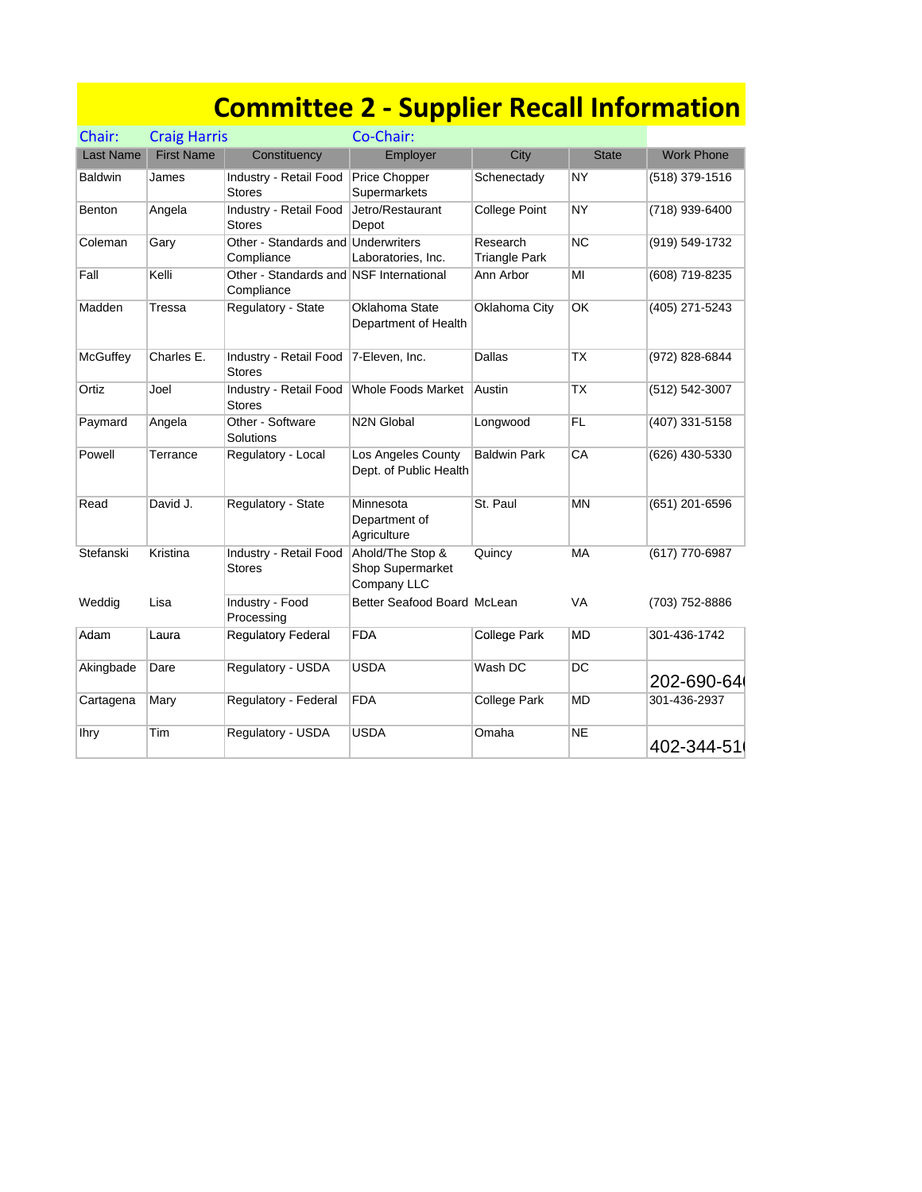# Committee 2 - Supplier Recall Information

Chair: Craig Harris    Co-Chair:

| Last Name | First Name | Constituency | Employer | City | State | Work Phone |
|---|---|---|---|---|---|---|
| Baldwin | James | Industry - Retail Food Stores | Price Chopper Supermarkets | Schenectady | NY | (518) 379-1516 |
| Benton | Angela | Industry - Retail Food Stores | Jetro/Restaurant Depot | College Point | NY | (718) 939-6400 |
| Coleman | Gary | Other - Standards and Compliance | Underwriters Laboratories, Inc. | Research Triangle Park | NC | (919) 549-1732 |
| Fall | Kelli | Other - Standards and Compliance | NSF International | Ann Arbor | MI | (608) 719-8235 |
| Madden | Tressa | Regulatory - State | Oklahoma State Department of Health | Oklahoma City | OK | (405) 271-5243 |
| McGuffey | Charles E. | Industry - Retail Food Stores | 7-Eleven, Inc. | Dallas | TX | (972) 828-6844 |
| Ortiz | Joel | Industry - Retail Food Stores | Whole Foods Market | Austin | TX | (512) 542-3007 |
| Paymard | Angela | Other - Software Solutions | N2N Global | Longwood | FL | (407) 331-5158 |
| Powell | Terrance | Regulatory - Local | Los Angeles County Dept. of Public Health | Baldwin Park | CA | (626) 430-5330 |
| Read | David J. | Regulatory - State | Minnesota Department of Agriculture | St. Paul | MN | (651) 201-6596 |
| Stefanski | Kristina | Industry - Retail Food Stores | Ahold/The Stop & Shop Supermarket Company LLC | Quincy | MA | (617) 770-6987 |
| Weddig | Lisa | Industry - Food Processing | Better Seafood Board | McLean | VA | (703) 752-8886 |
| Adam | Laura | Regulatory Federal | FDA | College Park | MD | 301-436-1742 |
| Akingbade | Dare | Regulatory - USDA | USDA | Wash DC | DC | 202-690-64 |
| Cartagena | Mary | Regulatory - Feferal | FDA | College Park | MD | 301-436-2937 |
| Ihry | Tim | Regulatory - USDA | USDA | Omaha | NE | 402-344-51 |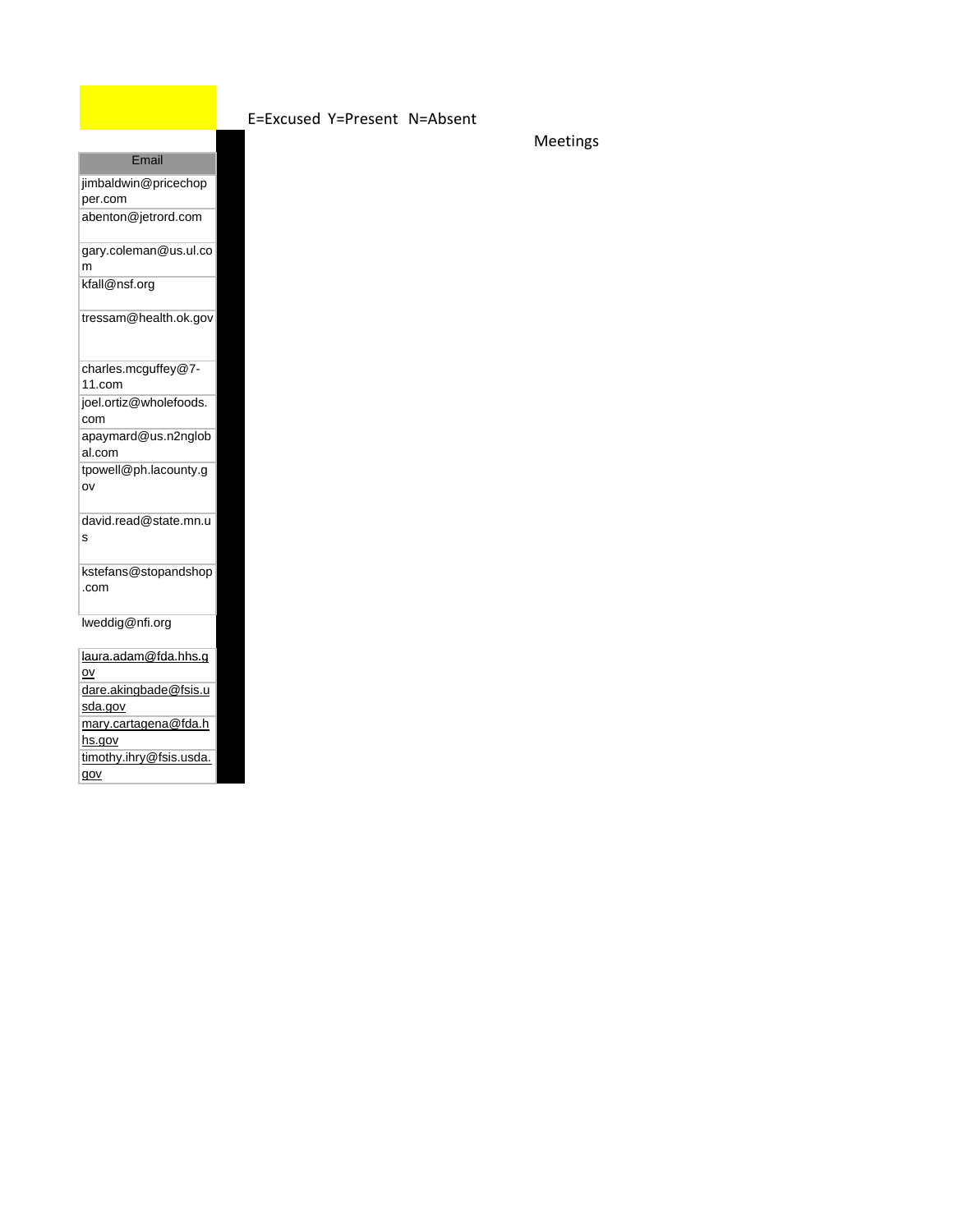E=Excused Y=Present N=Absent

Meetings

| Email |
| --- |
| jimbaldwin@pricechopper.com |
| abenton@jetrord.com |
| gary.coleman@us.ul.com |
| kfall@nsf.org |
| tressam@health.ok.gov |
| charles.mcguffey@7-11.com |
| joel.ortiz@wholefoods.com |
| apaymard@us.n2nglobal.com |
| tpowell@ph.lacounty.gov |
| david.read@state.mn.us |
| kstefans@stopandshop.com |
| lweddig@nfi.org |
| laura.adam@fda.hhs.gov |
| dare.akingbade@fsis.usda.gov |
| mary.cartagena@fda.hhs.gov |
| timothy.ihry@fsis.usda.gov |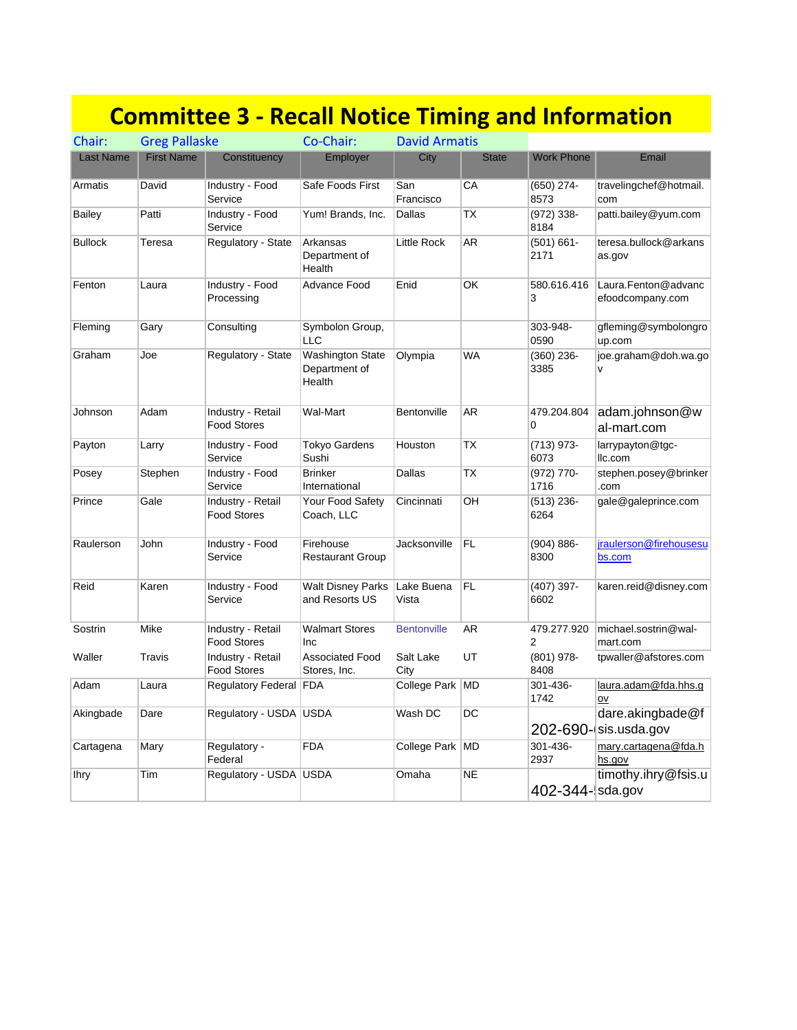# Committee 3 - Recall Notice Timing and Information

**Chair:** Greg Pallaske **Co-Chair:** David Armatis

| Last Name | First Name | Constituency | Employer | City | State | Work Phone | Email |
|---|---|---|---|---|---|---|---|
| Armatis | David | Industry - Food Service | Safe Foods First | San Francisco | CA | (650) 274-8573 | travelingchef@hotmail.com |
| Bailey | Patti | Industry - Food Service | Yum! Brands, Inc. | Dallas | TX | (972) 338-8184 | patti.bailey@yum.com |
| Bullock | Teresa | Regulatory - State | Arkansas Department of Health | Little Rock | AR | (501) 661-2171 | teresa.bullock@arkansas.gov |
| Fenton | Laura | Industry - Food Processing | Advance Food | Enid | OK | 580.616.4163 | Laura.Fenton@advancefoodcompany.com |
| Fleming | Gary | Consulting | Symbolon Group, LLC | | | 303-948-0590 | gfleming@symbolongroup.com |
| Graham | Joe | Regulatory - State | Washington State Department of Health | Olympia | WA | (360) 236-3385 | joe.graham@doh.wa.gov |
| Johnson | Adam | Industry - Retail Food Stores | Wal-Mart | Bentonville | AR | 479.204.8040 | adam.johnson@wal-mart.com |
| Payton | Larry | Industry - Food Service | Tokyo Gardens Sushi | Houston | TX | (713) 973-6073 | larrypayton@tgc-llc.com |
| Posey | Stephen | Industry - Food Service | Brinker International | Dallas | TX | (972) 770-1716 | stephen.posey@brinker.com |
| Prince | Gale | Industry - Retail Food Stores | Your Food Safety Coach, LLC | Cincinnati | OH | (513) 236-6264 | gale@galeprince.com |
| Raulerson | John | Industry - Food Service | Firehouse Restaurant Group | Jacksonville | FL | (904) 886-8300 | jraulerson@firehousesubs.com |
| Reid | Karen | Industry - Food Service | Walt Disney Parks and Resorts US | Lake Buena Vista | FL | (407) 397-6602 | karen.reid@disney.com |
| Sostrin | Mike | Industry - Retail Food Stores | Walmart Stores Inc | Bentonville | AR | 479.277.9202 | michael.sostrin@wal-mart.com |
| Waller | Travis | Industry - Retail Food Stores | Associated Food Stores, Inc. | Salt Lake City | UT | (801) 978-8408 | tpwaller@afstores.com |
| Adam | Laura | Regulatory Federal | FDA | College Park | MD | 301-436-1742 | laura.adam@fda.hhs.gov |
| Akingbade | Dare | Regulatory - USDA | USDA | Wash DC | DC | 202-690- | dare.akingbade@fsis.usda.gov |
| Cartagena | Mary | Regulatory - Federal | FDA | College Park | MD | 301-436-2937 | mary.cartagena@fda.hhs.gov |
| Ihry | Tim | Regulatory - USDA | USDA | Omaha | NE | 402-344- | timothy.ihry@fsis.usda.gov |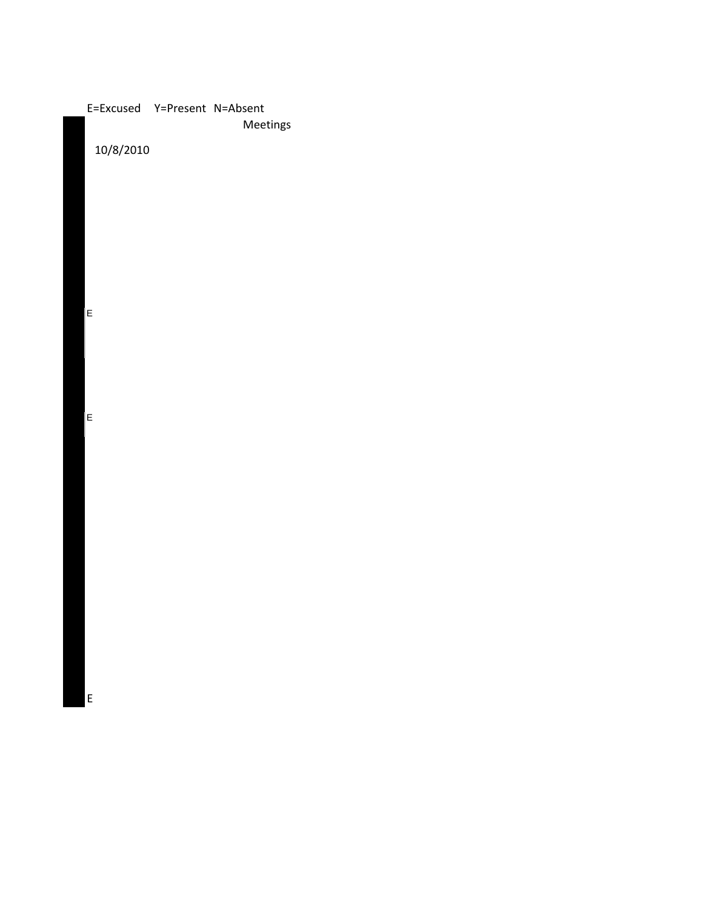E=Excused Y=Present N=Absent

Meetings

| 10/8/2010 |
| --- |
| E |
| E |
| E |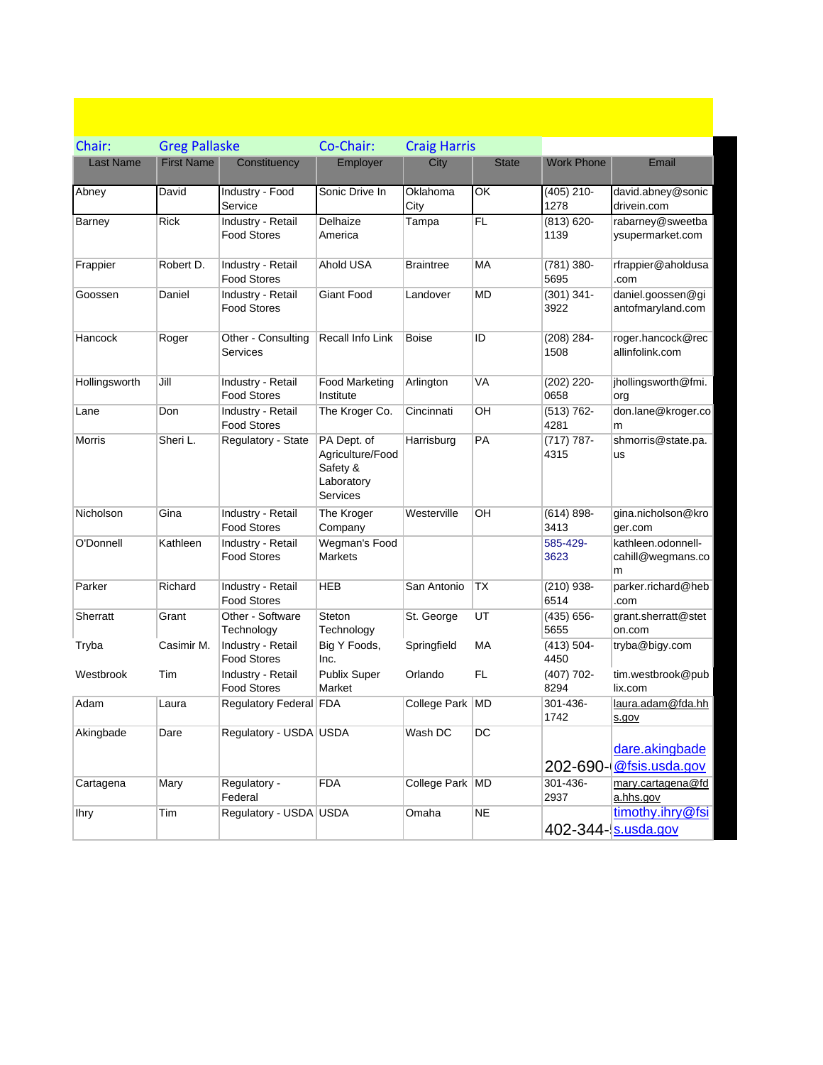| Chair: | Greg Pallaske | Co-Chair: | Craig Harris | | | |
|---|---|---|---|---|---|---|
| **Last Name** | **First Name** | **Constituency** | **Employer** | **City** | **State** | **Work Phone** | **Email** |

| Last Name | First Name | Constituency | Employer | City | State | Work Phone | Email |
|---|---|---|---|---|---|---|---|
| Abney | David | Industry - Food Service | Sonic Drive In | Oklahoma City | OK | (405) 210-1278 | david.abney@sonicdrivein.com |
| Barney | Rick | Industry - Retail Food Stores | Delhaize America | Tampa | FL | (813) 620-1139 | rabarney@sweetbaysupermarket.com |
| Frappier | Robert D. | Industry - Retail Food Stores | Ahold USA | Braintree | MA | (781) 380-5695 | rfrappier@aholdusa.com |
| Goossen | Daniel | Industry - Retail Food Stores | Giant Food | Landover | MD | (301) 341-3922 | daniel.goossen@giantofmaryland.com |
| Hancock | Roger | Other - Consulting Services | Recall Info Link | Boise | ID | (208) 284-1508 | roger.hancock@recallinfolink.com |
| Hollingsworth | Jill | Industry - Retail Food Stores | Food Marketing Institute | Arlington | VA | (202) 220-0658 | jhollingsworth@fmi.org |
| Lane | Don | Industry - Retail Food Stores | The Kroger Co. | Cincinnati | OH | (513) 762-4281 | don.lane@kroger.com |
| Morris | Sheri L. | Regulatory - State | PA Dept. of Agriculture/Food Safety & Laboratory Services | Harrisburg | PA | (717) 787-4315 | shmorris@state.pa.us |
| Nicholson | Gina | Industry - Retail Food Stores | The Kroger Company | Westerville | OH | (614) 898-3413 | gina.nicholson@kroger.com |
| O'Donnell | Kathleen | Industry - Retail Food Stores | Wegman's Food Markets | | | 585-429-3623 | kathleen.odonnell-cahill@wegmans.com |
| Parker | Richard | Industry - Retail Food Stores | HEB | San Antonio | TX | (210) 938-6514 | parker.richard@heb.com |
| Sherratt | Grant | Other - Software Technology | Steton Technology | St. George | UT | (435) 656-5655 | grant.sherratt@steton.com |
| Tryba | Casimir M. | Industry - Retail Food Stores | Big Y Foods, Inc. | Springfield | MA | (413) 504-4450 | tryba@bigy.com |
| Westbrook | Tim | Industry - Retail Food Stores | Publix Super Market | Orlando | FL | (407) 702-8294 | tim.westbrook@publix.com |
| Adam | Laura | Regulatory Federal | FDA | College Park | MD | 301-436-1742 | laura.adam@fda.hhs.gov |
| Akingbade | Dare | Regulatory - USDA | USDA | Wash DC | DC | 202-690- | dare.akingbade@fsis.usda.gov |
| Cartagena | Mary | Regulatory - Federal | FDA | College Park | MD | 301-436-2937 | mary.cartagena@fda.hhs.gov |
| Ihry | Tim | Regulatory - USDA | USDA | Omaha | NE | 402-344- | timothy.ihry@fsis.usda.gov |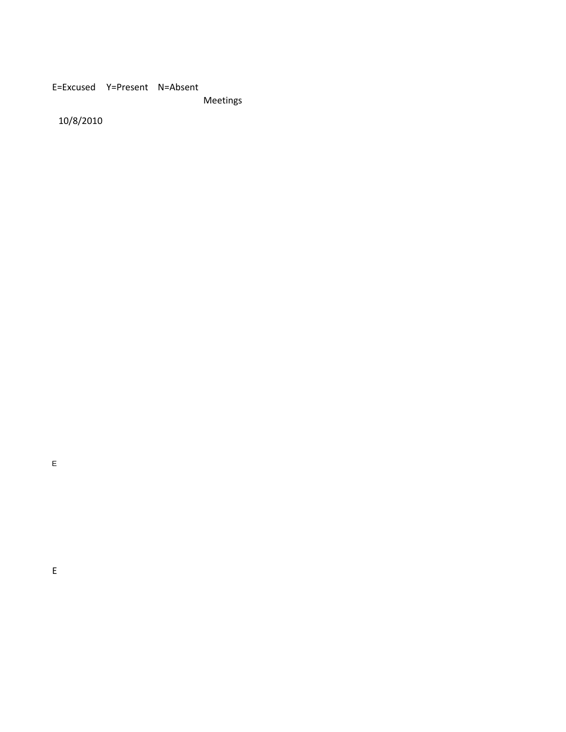E=Excused Y=Present N=Absent

Meetings

10/8/2010

E

E